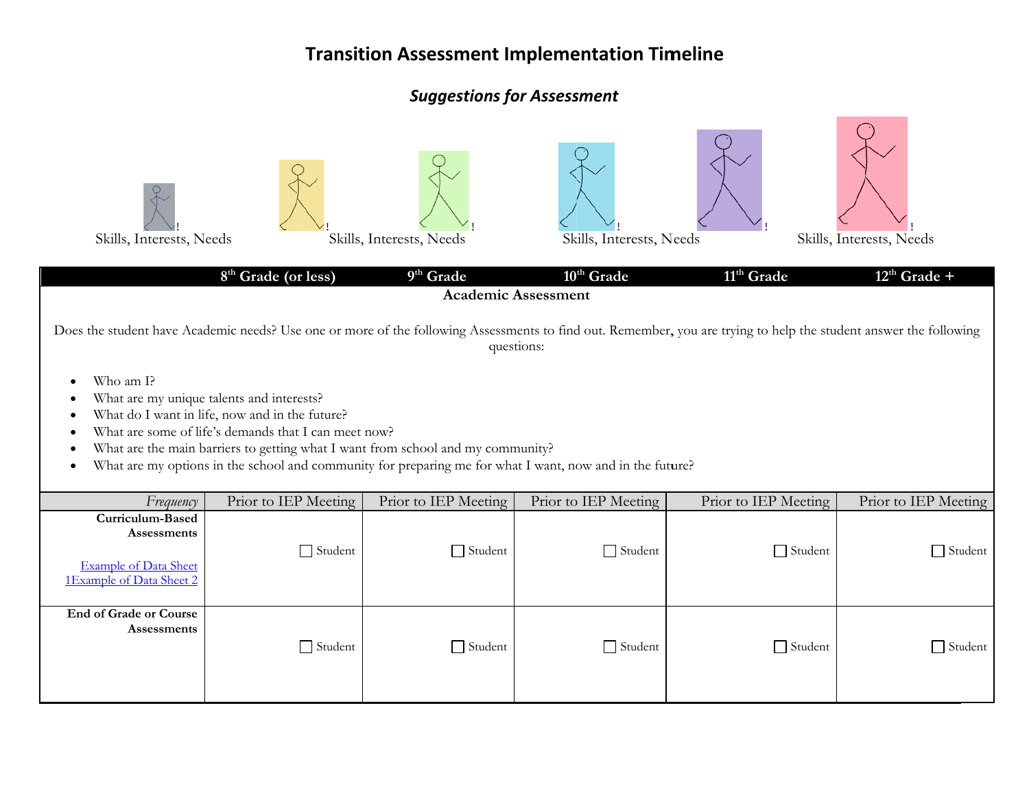# Transition Assessment Implementation Timeline

## *Suggestions for Assessment*

Skills, Interests, Needs    Skills, Interests, Needs    Skills, Interests, Needs    Skills, Interests, Needs

| | 8th Grade (or less) | 9th Grade | 10th Grade | 11th Grade | 12th Grade + |
|---|---|---|---|---|---|
| **Academic Assessment** | | | | | |
| *Frequency* | Prior to IEP Meeting | Prior to IEP Meeting | Prior to IEP Meeting | Prior to IEP Meeting | Prior to IEP Meeting |
| **Curriculum-Based Assessments**<br>[Example of Data Sheet 1](#)[Example of Data Sheet 2](#) | ☐ Student | ☐ Student | ☐ Student | ☐ Student | ☐ Student |
| **End of Grade or Course Assessments** | ☐ Student | ☐ Student | ☐ Student | ☐ Student | ☐ Student |

**Academic Assessment**

Does the student have Academic needs? Use one or more of the following Assessments to find out. Remember, you are trying to help the student answer the following questions:

- Who am I?
- What are my unique talents and interests?
- What do I want in life, now and in the future?
- What are some of life's demands that I can meet now?
- What are the main barriers to getting what I want from school and my community?
- What are my options in the school and community for preparing me for what I want, now and in the future?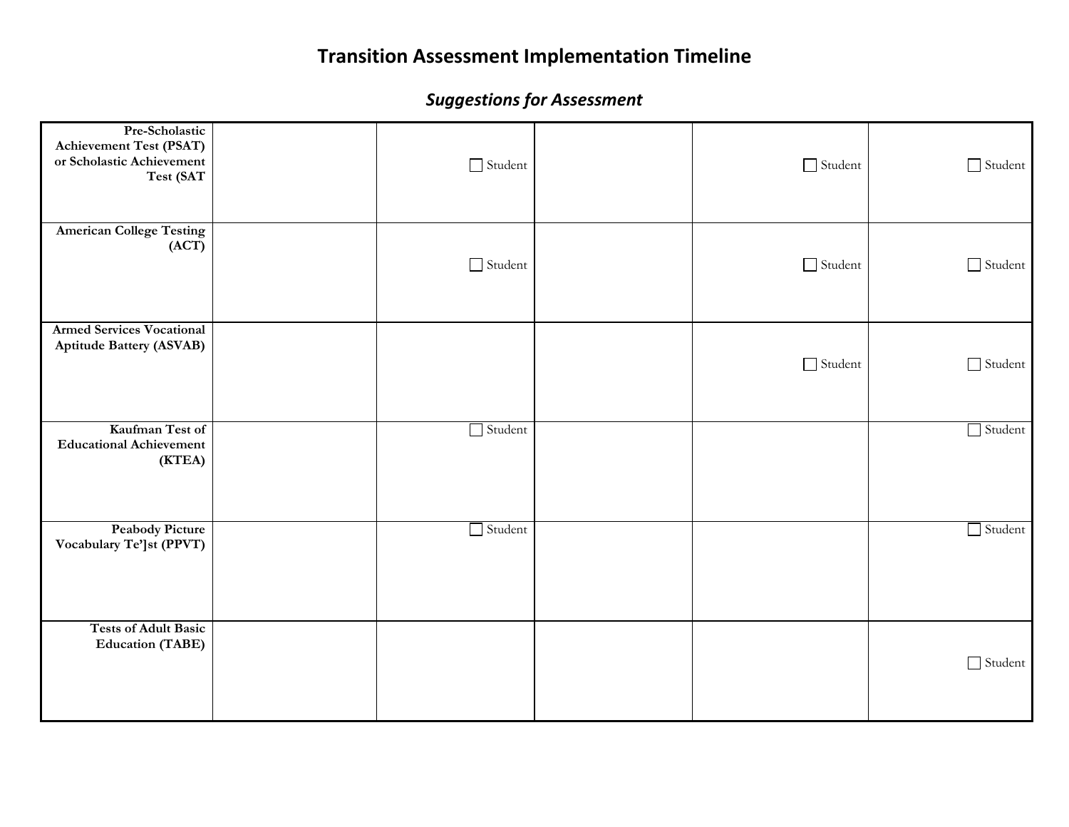# Transition Assessment Implementation Timeline

## *Suggestions for Assessment*

| | | | | | |
|---|---|---|---|---|---|
| **Pre-Scholastic Achievement Test (PSAT) or Scholastic Achievement Test (SAT** | | ☐ Student | | ☐ Student | ☐ Student |
| **American College Testing (ACT)** | | ☐ Student | | ☐ Student | ☐ Student |
| **Armed Services Vocational Aptitude Battery (ASVAB)** | | | | ☐ Student | ☐ Student |
| **Kaufman Test of Educational Achievement (KTEA)** | | ☐ Student | | | ☐ Student |
| **Peabody Picture Vocabulary Te']st (PPVT)** | | ☐ Student | | | ☐ Student |
| **Tests of Adult Basic Education (TABE)** | | | | | ☐ Student |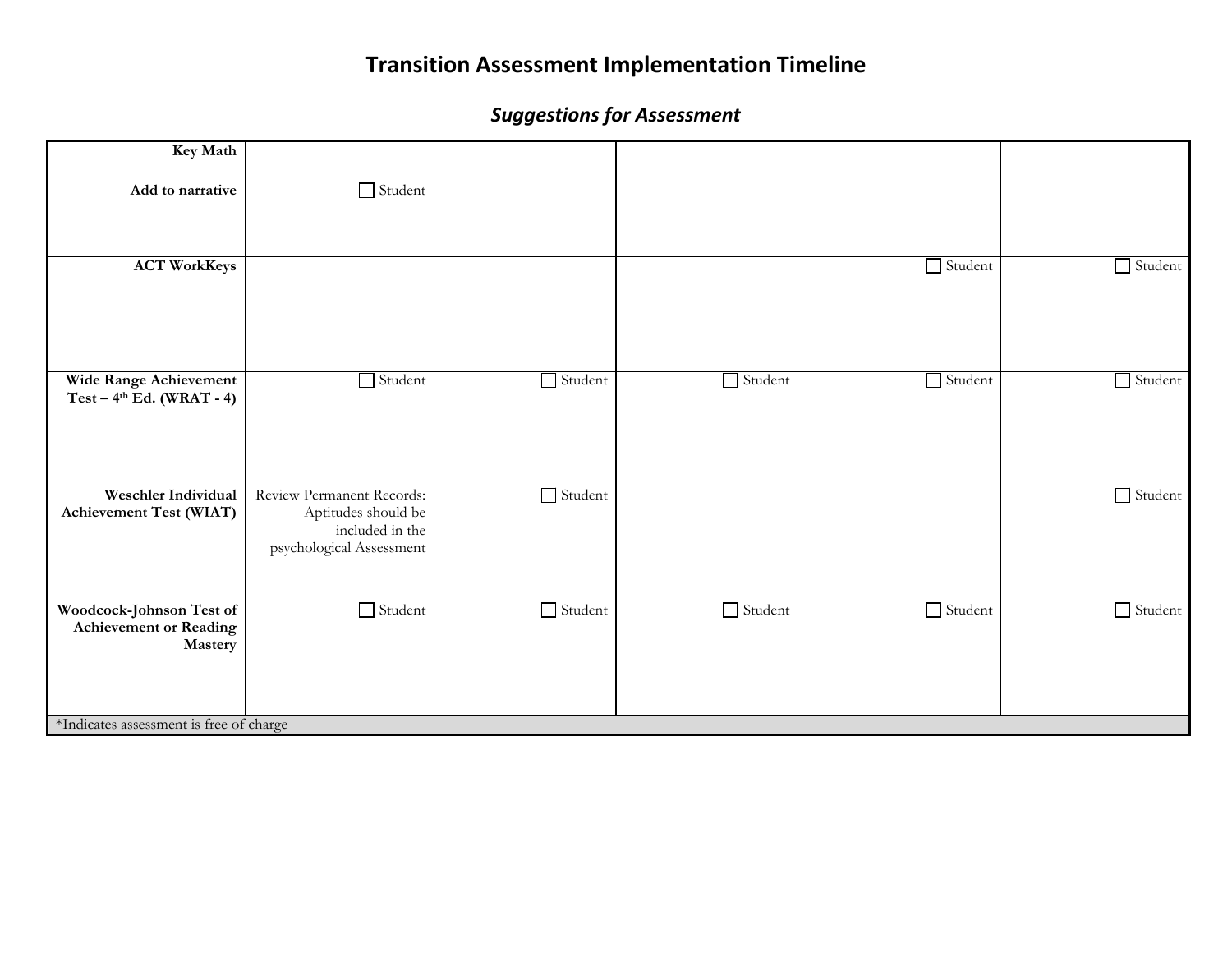# Transition Assessment Implementation Timeline

## *Suggestions for Assessment*

| | | | | | |
|---|---|---|---|---|---|
| **Key Math**<br><br>**Add to narrative** | ☐ Student | | | | |
| **ACT WorkKeys** | | | | ☐ Student | ☐ Student |
| **Wide Range Achievement Test – 4th Ed. (WRAT - 4)** | ☐ Student | ☐ Student | ☐ Student | ☐ Student | ☐ Student |
| **Weschler Individual Achievement Test (WIAT)** | Review Permanent Records: Aptitudes should be included in the psychological Assessment | ☐ Student | | | ☐ Student |
| **Woodcock-Johnson Test of Achievement or Reading Mastery** | ☐ Student | ☐ Student | ☐ Student | ☐ Student | ☐ Student |
| *Indicates assessment is free of charge | | | | | |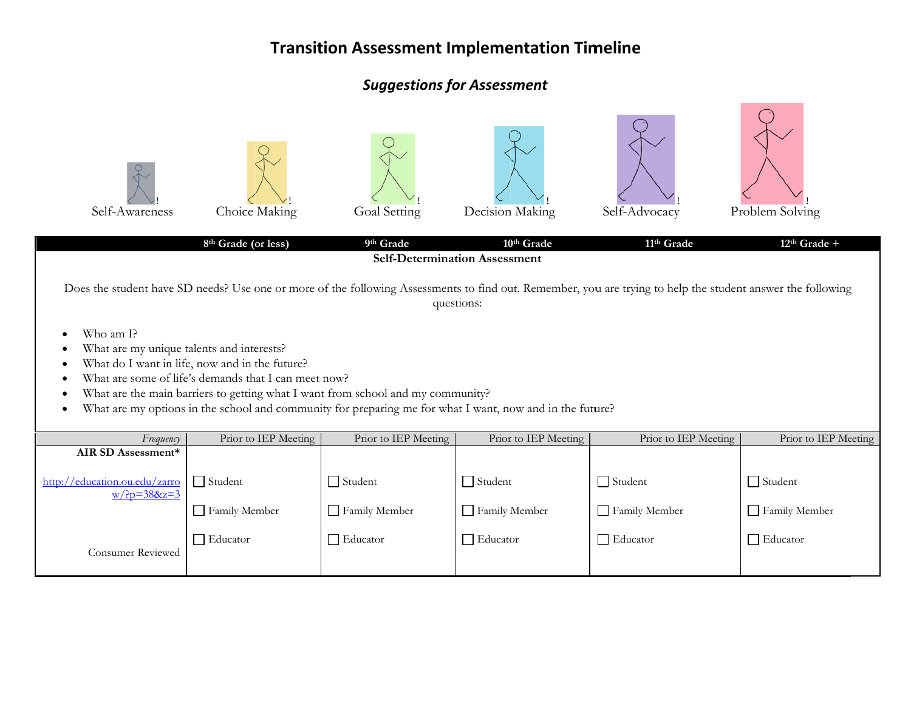# Transition Assessment Implementation Timeline

## *Suggestions for Assessment*

Self-Awareness | Choice Making | Goal Setting | Decision Making | Self-Advocacy | Problem Solving

| | 8th Grade (or less) | 9th Grade | 10th Grade | 11th Grade | 12th Grade + |
|---|---|---|---|---|---|
| **Self-Determination Assessment** | | | | | |
| *Frequency* | Prior to IEP Meeting | Prior to IEP Meeting | Prior to IEP Meeting | Prior to IEP Meeting | Prior to IEP Meeting |
| **AIR SD Assessment*** [http://education.ou.edu/zarrow/?p=38&z=3](http://education.ou.edu/zarrow/?p=38&z=3) Consumer Reviewed | ☐ Student ☐ Family Member ☐ Educator | ☐ Student ☐ Family Member ☐ Educator | ☐ Student ☐ Family Member ☐ Educator | ☐ Student ☐ Family Member ☐ Educator | ☐ Student ☐ Family Member ☐ Educator |

Does the student have SD needs? Use one or more of the following Assessments to find out. Remember, you are trying to help the student answer the following questions:

- Who am I?
- What are my unique talents and interests?
- What do I want in life, now and in the future?
- What are some of life's demands that I can meet now?
- What are the main barriers to getting what I want from school and my community?
- What are my options in the school and community for preparing me for what I want, now and in the future?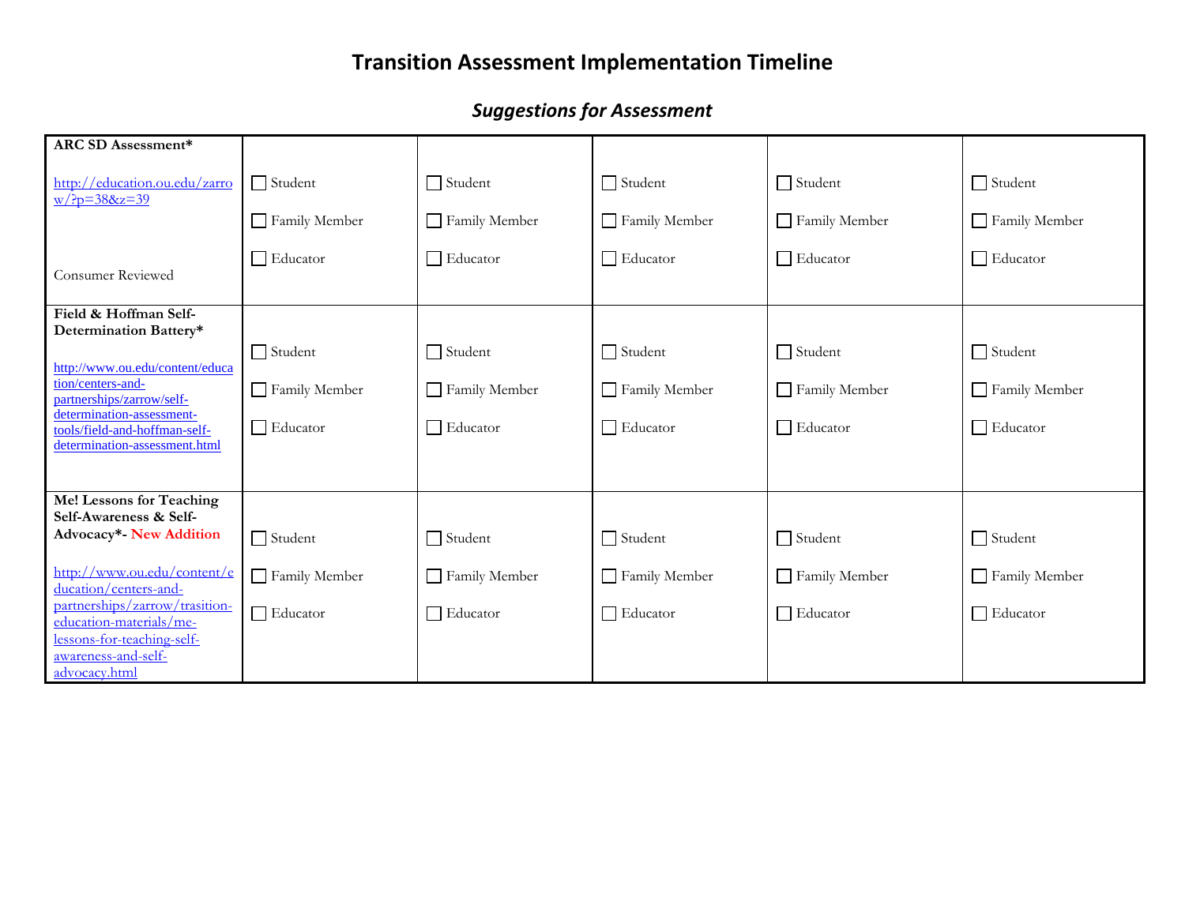# Transition Assessment Implementation Timeline

## *Suggestions for Assessment*

| | | | | | |
|---|---|---|---|---|---|
| **ARC SD Assessment*** http://education.ou.edu/zarrow/?p=38&z=39 Consumer Reviewed | ☐ Student ☐ Family Member ☐ Educator | ☐ Student ☐ Family Member ☐ Educator | ☐ Student ☐ Family Member ☐ Educator | ☐ Student ☐ Family Member ☐ Educator | ☐ Student ☐ Family Member ☐ Educator |
| **Field & Hoffman Self-Determination Battery*** http://www.ou.edu/content/education/centers-and-partnerships/zarrow/self-determination-assessment-tools/field-and-hoffman-self-determination-assessment.html | ☐ Student ☐ Family Member ☐ Educator | ☐ Student ☐ Family Member ☐ Educator | ☐ Student ☐ Family Member ☐ Educator | ☐ Student ☐ Family Member ☐ Educator | ☐ Student ☐ Family Member ☐ Educator |
| **Me! Lessons for Teaching Self-Awareness & Self-Advocacy*- New Addition** http://www.ou.edu/content/education/centers-and-partnerships/zarrow/trasition-education-materials/me-lessons-for-teaching-self-awareness-and-self-advocacy.html | ☐ Student ☐ Family Member ☐ Educator | ☐ Student ☐ Family Member ☐ Educator | ☐ Student ☐ Family Member ☐ Educator | ☐ Student ☐ Family Member ☐ Educator | ☐ Student ☐ Family Member ☐ Educator |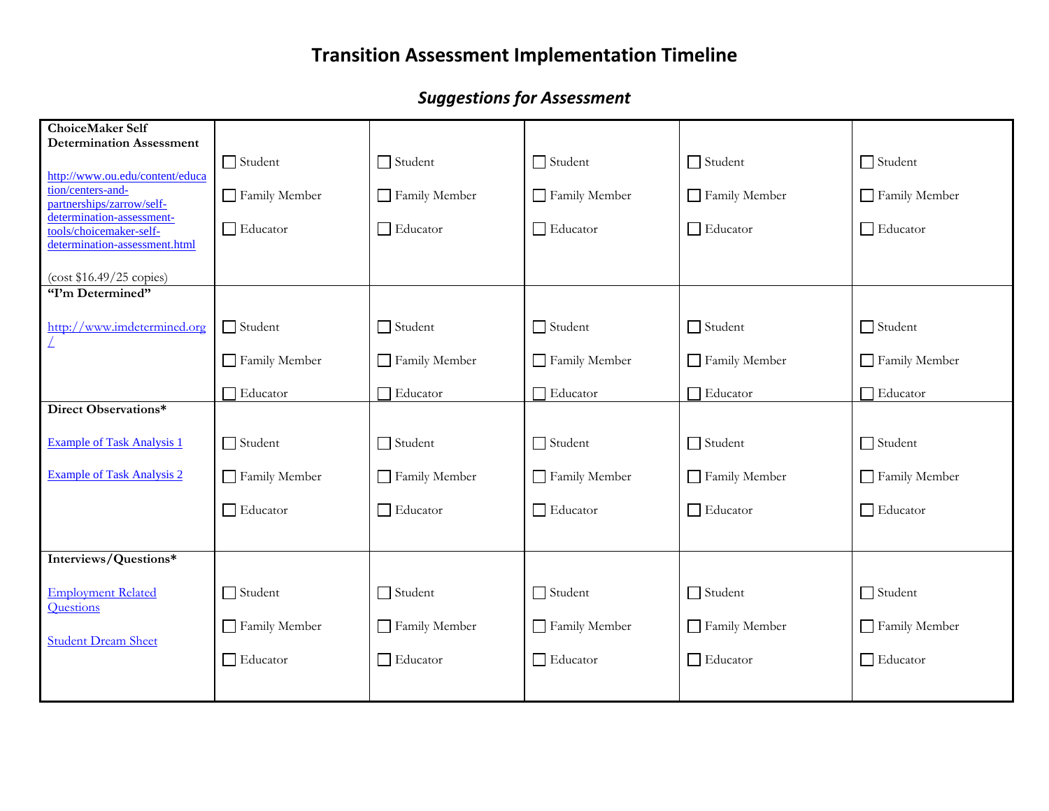# Transition Assessment Implementation Timeline

## *Suggestions for Assessment*

| | | | | | |
|---|---|---|---|---|---|
| **ChoiceMaker Self Determination Assessment**<br><br>http://www.ou.edu/content/education/centers-and-partnerships/zarrow/self-determination-assessment-tools/choicemaker-self-determination-assessment.html<br><br>(cost $16.49/25 copies) | ☐ Student<br>☐ Family Member<br>☐ Educator | ☐ Student<br>☐ Family Member<br>☐ Educator | ☐ Student<br>☐ Family Member<br>☐ Educator | ☐ Student<br>☐ Family Member<br>☐ Educator | ☐ Student<br>☐ Family Member<br>☐ Educator |
| **"I'm Determined"**<br><br>http://www.imdetermined.org/ | ☐ Student<br>☐ Family Member<br>☐ Educator | ☐ Student<br>☐ Family Member<br>☐ Educator | ☐ Student<br>☐ Family Member<br>☐ Educator | ☐ Student<br>☐ Family Member<br>☐ Educator | ☐ Student<br>☐ Family Member<br>☐ Educator |
| **Direct Observations***<br><br>Example of Task Analysis 1<br><br>Example of Task Analysis 2 | ☐ Student<br>☐ Family Member<br>☐ Educator | ☐ Student<br>☐ Family Member<br>☐ Educator | ☐ Student<br>☐ Family Member<br>☐ Educator | ☐ Student<br>☐ Family Member<br>☐ Educator | ☐ Student<br>☐ Family Member<br>☐ Educator |
| **Interviews/Questions***<br><br>Employment Related Questions<br><br>Student Dream Sheet | ☐ Student<br>☐ Family Member<br>☐ Educator | ☐ Student<br>☐ Family Member<br>☐ Educator | ☐ Student<br>☐ Family Member<br>☐ Educator | ☐ Student<br>☐ Family Member<br>☐ Educator | ☐ Student<br>☐ Family Member<br>☐ Educator |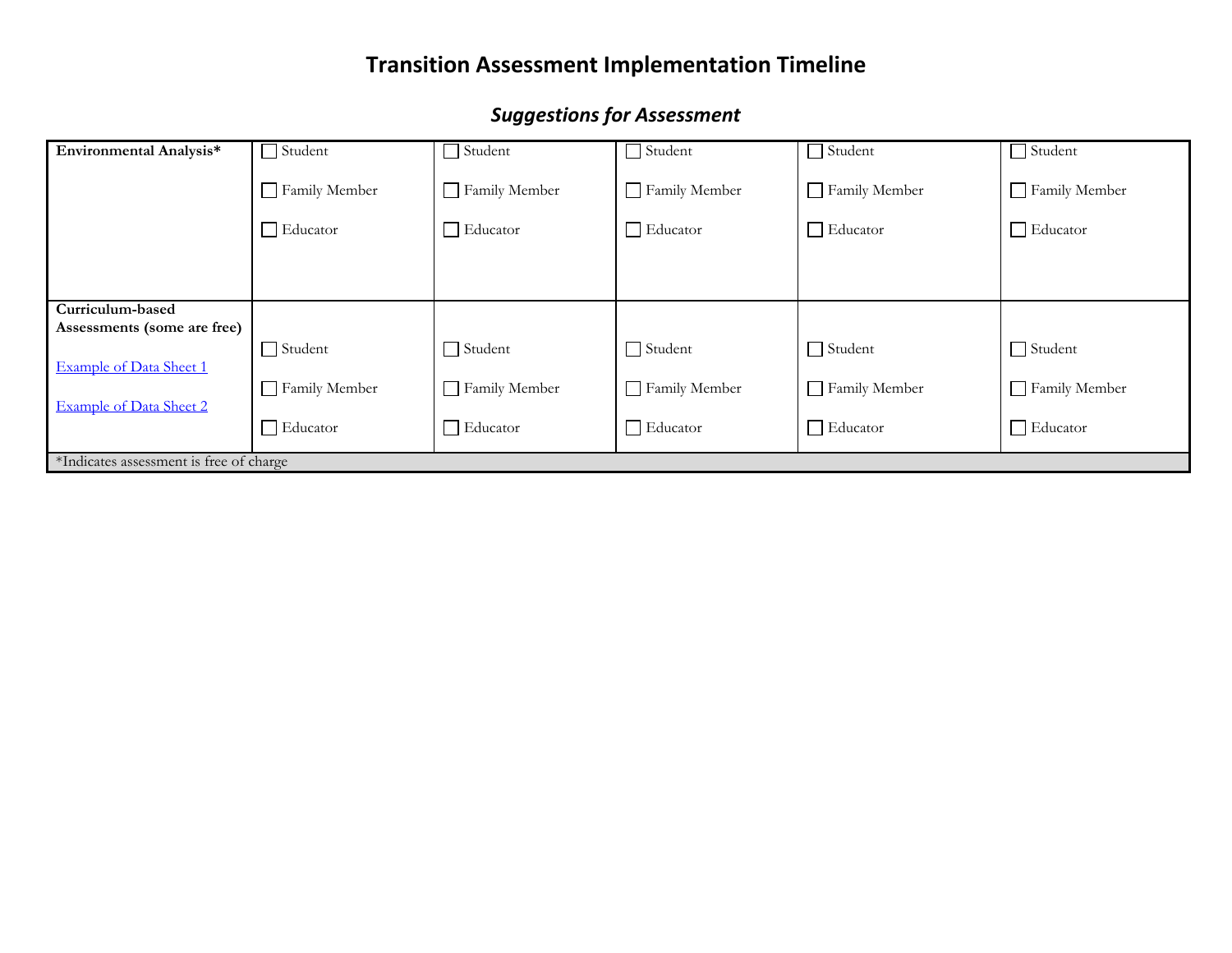# Transition Assessment Implementation Timeline

## *Suggestions for Assessment*

| | | | | | |
|---|---|---|---|---|---|
| **Environmental Analysis*** | ☐ Student<br><br>☐ Family Member<br><br>☐ Educator | ☐ Student<br><br>☐ Family Member<br><br>☐ Educator | ☐ Student<br><br>☐ Family Member<br><br>☐ Educator | ☐ Student<br><br>☐ Family Member<br><br>☐ Educator | ☐ Student<br><br>☐ Family Member<br><br>☐ Educator |
| **Curriculum-based Assessments (some are free)**<br><br>Example of Data Sheet 1<br><br>Example of Data Sheet 2 | ☐ Student<br><br>☐ Family Member<br><br>☐ Educator | ☐ Student<br><br>☐ Family Member<br><br>☐ Educator | ☐ Student<br><br>☐ Family Member<br><br>☐ Educator | ☐ Student<br><br>☐ Family Member<br><br>☐ Educator | ☐ Student<br><br>☐ Family Member<br><br>☐ Educator |
| *Indicates assessment is free of charge | | | | | |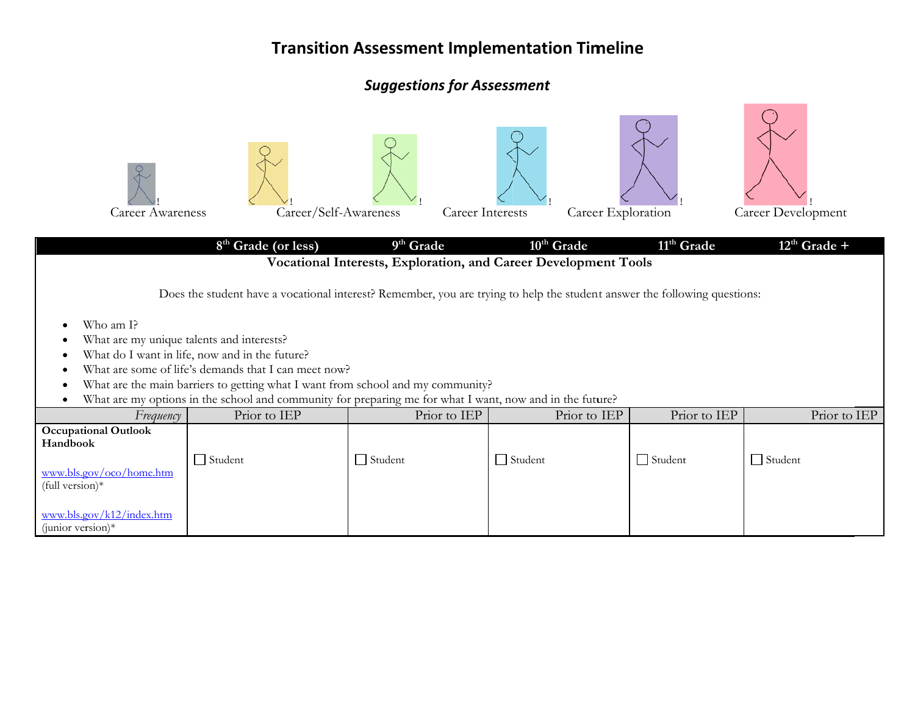# Transition Assessment Implementation Timeline

## *Suggestions for Assessment*

Career Awareness | Career/Self-Awareness | Career Interests | Career Exploration | Career Development

| | 8th Grade (or less) | 9th Grade | 10th Grade | 11th Grade | 12th Grade + |
|---|---|---|---|---|---|
| **Vocational Interests, Exploration, and Career Development Tools** | | | | | |

Does the student have a vocational interest? Remember, you are trying to help the student answer the following questions:

- Who am I?
- What are my unique talents and interests?
- What do I want in life, now and in the future?
- What are some of life's demands that I can meet now?
- What are the main barriers to getting what I want from school and my community?
- What are my options in the school and community for preparing me for what I want, now and in the future?

| *Frequency* | Prior to IEP | Prior to IEP | Prior to IEP | Prior to IEP | Prior to IEP |
|---|---|---|---|---|---|
| **Occupational Outlook Handbook**<br><br>www.bls.gov/oco/home.htm (full version)*<br><br>www.bls.gov/k12/index.htm (junior version)* | ☐ Student | ☐ Student | ☐ Student | ☐ Student | ☐ Student |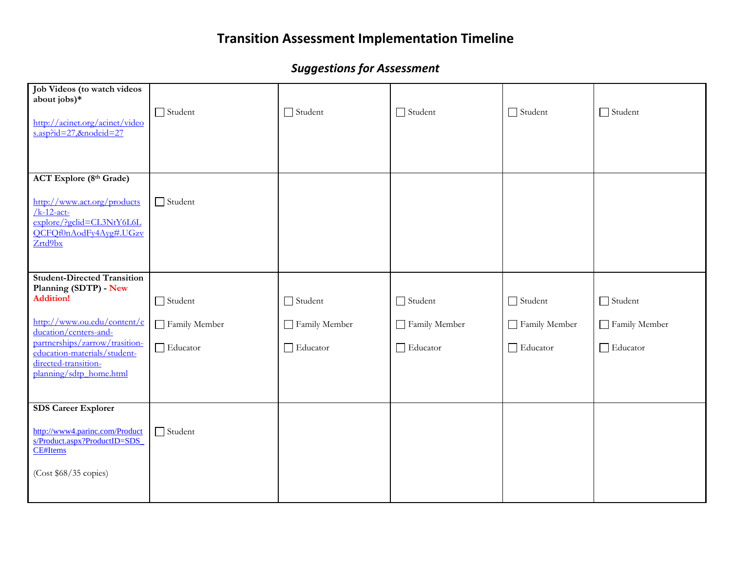# Transition Assessment Implementation Timeline

## *Suggestions for Assessment*

| | | | | | |
|---|---|---|---|---|---|
| **Job Videos (to watch videos about jobs)*** <br><br> http://acinet.org/acinet/videos.asp?id=27,&nodeid=27 | ☐ Student | ☐ Student | ☐ Student | ☐ Student | ☐ Student |
| **ACT Explore (8th Grade)** <br><br> http://www.act.org/products/k-12-act-explore/?gclid=CL3NtY6L6LQCFQf0nAodFy4Ayg#.UGzvZrtd9bx | ☐ Student | | | | |
| **Student-Directed Transition Planning (SDTP) - New Addition!** <br><br> http://www.ou.edu/content/education/centers-and-partnerships/zarrow/trasition-education-materials/student-directed-transition-planning/sdtp_home.html | ☐ Student <br><br> ☐ Family Member <br><br> ☐ Educator | ☐ Student <br><br> ☐ Family Member <br><br> ☐ Educator | ☐ Student <br><br> ☐ Family Member <br><br> ☐ Educator | ☐ Student <br><br> ☐ Family Member <br><br> ☐ Educator | ☐ Student <br><br> ☐ Family Member <br><br> ☐ Educator |
| **SDS Career Explorer** <br><br> http://www4.parinc.com/Products/Product.aspx?ProductID=SDS_CE#Items <br><br> (Cost $68/35 copies) | ☐ Student | | | | |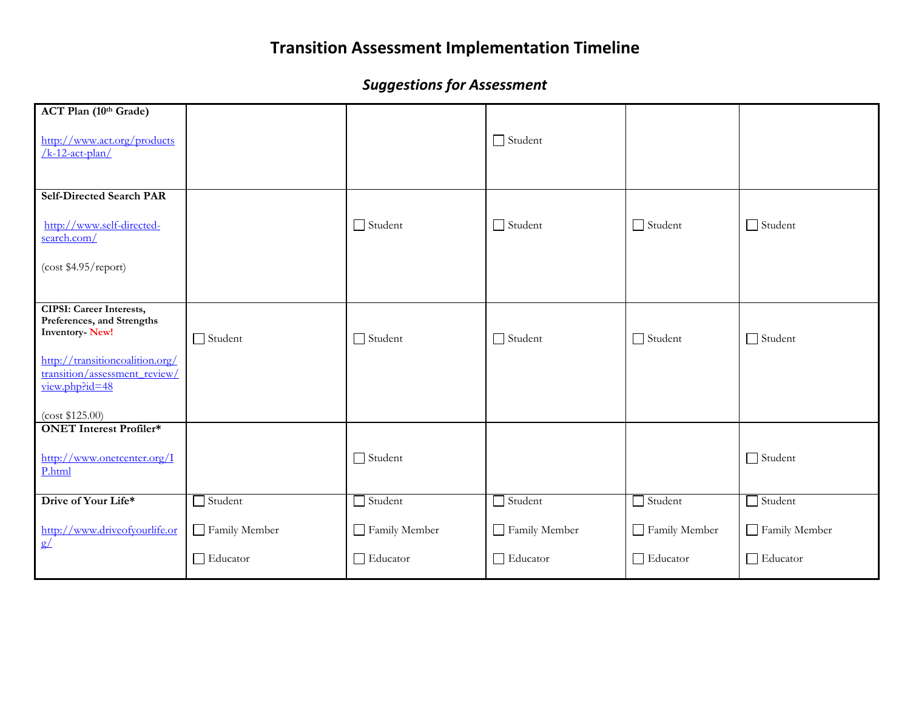# Transition Assessment Implementation Timeline

## *Suggestions for Assessment*

| | | | | | |
|---|---|---|---|---|---|
| **ACT Plan (10th Grade)**<br><br>http://www.act.org/products/k-12-act-plan/ | | | ☐ Student | | |
| **Self-Directed Search PAR**<br><br>http://www.self-directed-search.com/<br><br>(cost $4.95/report) | | ☐ Student | ☐ Student | ☐ Student | ☐ Student |
| **CIPSI: Career Interests, Preferences, and Strengths Inventory- New!**<br><br>http://transitioncoalition.org/transition/assessment_review/view.php?id=48<br><br>(cost $125.00) | ☐ Student | ☐ Student | ☐ Student | ☐ Student | ☐ Student |
| **ONET Interest Profiler***<br><br>http://www.onetcenter.org/IP.html | | ☐ Student | | | ☐ Student |
| **Drive of Your Life***<br><br>http://www.driveofyourlife.org/ | ☐ Student<br><br>☐ Family Member<br><br>☐ Educator | ☐ Student<br><br>☐ Family Member<br><br>☐ Educator | ☐ Student<br><br>☐ Family Member<br><br>☐ Educator | ☐ Student<br><br>☐ Family Member<br><br>☐ Educator | ☐ Student<br><br>☐ Family Member<br><br>☐ Educator |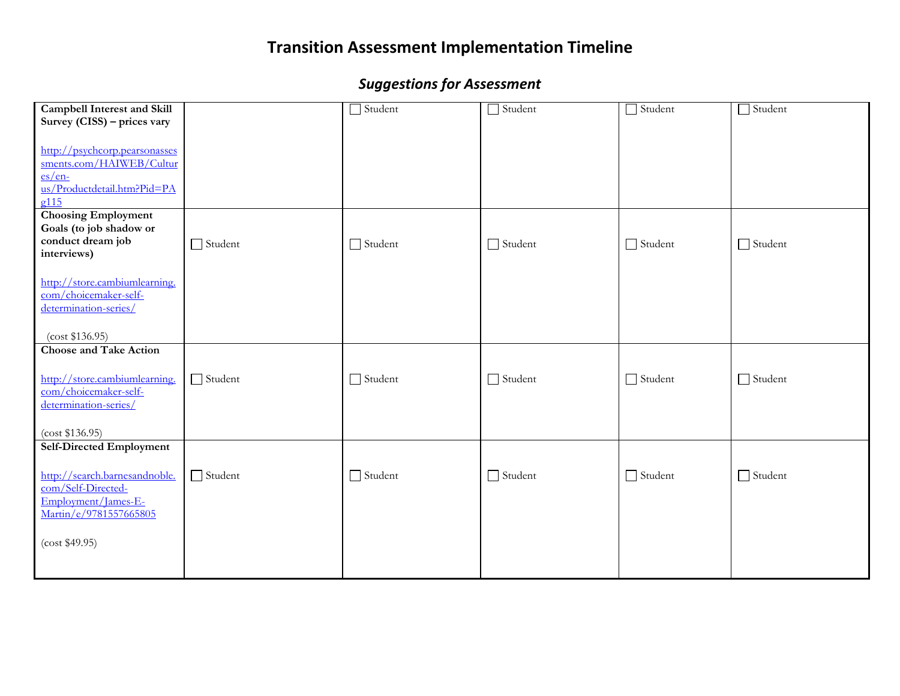# Transition Assessment Implementation Timeline

## *Suggestions for Assessment*

| | | | | | |
|---|---|---|---|---|---|
| **Campbell Interest and Skill Survey (CISS) – prices vary**<br><br>http://psychcorp.pearsonassessments.com/HAIWEB/Cultures/en-us/Productdetail.htm?Pid=PAg115 | | ☐ Student | ☐ Student | ☐ Student | ☐ Student |
| **Choosing Employment Goals (to job shadow or conduct dream job interviews)**<br><br>http://store.cambiumlearning.com/choicemaker-self-determination-series/<br><br>(cost $136.95) | ☐ Student | ☐ Student | ☐ Student | ☐ Student | ☐ Student |
| **Choose and Take Action**<br><br>http://store.cambiumlearning.com/choicemaker-self-determination-series/<br><br>(cost $136.95) | ☐ Student | ☐ Student | ☐ Student | ☐ Student | ☐ Student |
| **Self-Directed Employment**<br><br>http://search.barnesandnoble.com/Self-Directed-Employment/James-E-Martin/e/9781557665805<br><br>(cost $49.95) | ☐ Student | ☐ Student | ☐ Student | ☐ Student | ☐ Student |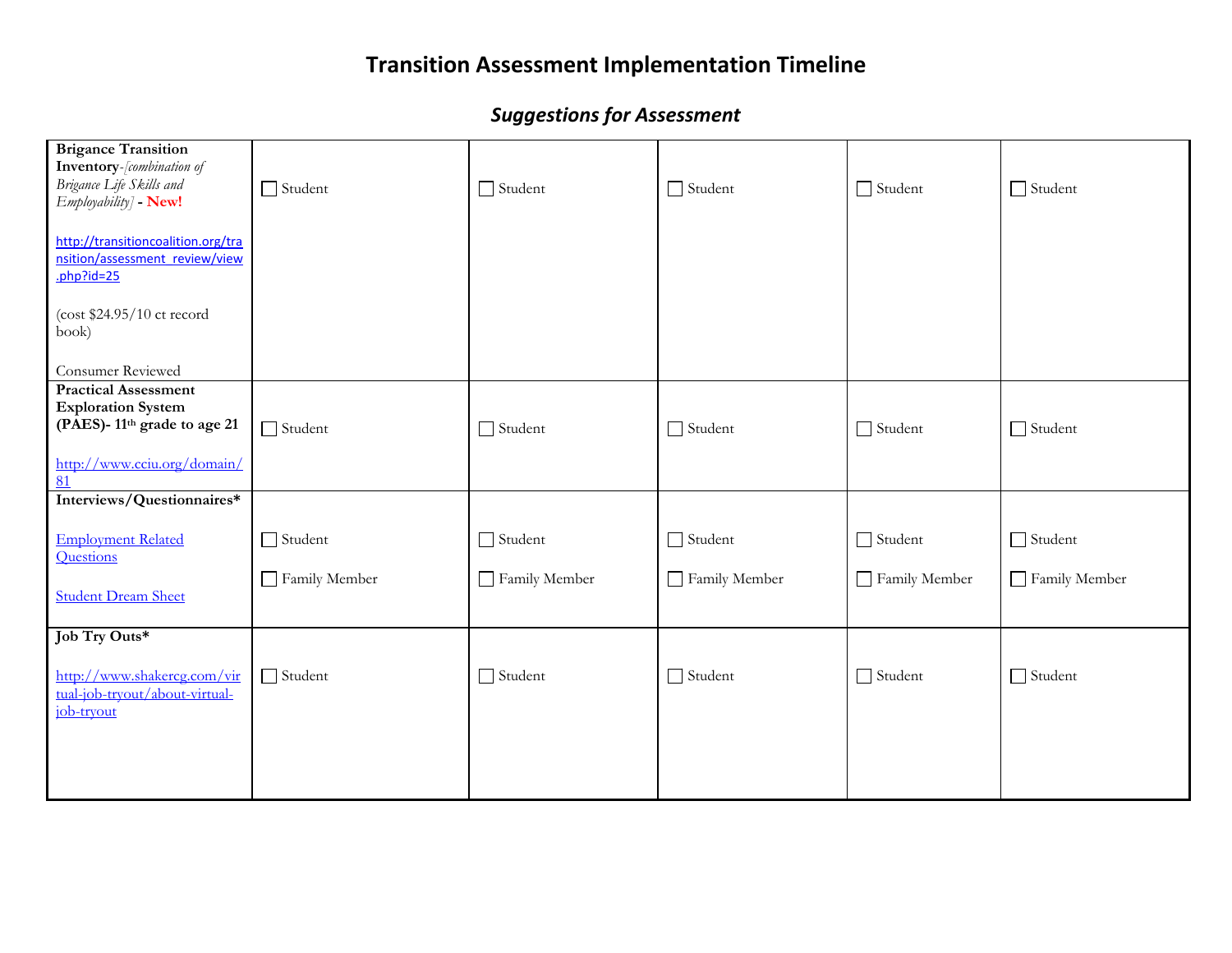# Transition Assessment Implementation Timeline

## *Suggestions for Assessment*

| | | | | | |
|---|---|---|---|---|---|
| **Brigance Transition Inventory**-*[combination of Brigance Life Skills and Employability]* - **New!**<br><br>http://transitioncoalition.org/transition/assessment_review/view.php?id=25<br><br>(cost $24.95/10 ct record book)<br><br>Consumer Reviewed | ☐ Student | ☐ Student | ☐ Student | ☐ Student | ☐ Student |
| **Practical Assessment Exploration System (PAES)- 11th grade to age 21**<br><br>http://www.cciu.org/domain/81 | ☐ Student | ☐ Student | ☐ Student | ☐ Student | ☐ Student |
| **Interviews/Questionnaires***<br><br>Employment Related Questions<br><br>Student Dream Sheet | ☐ Student<br><br>☐ Family Member | ☐ Student<br><br>☐ Family Member | ☐ Student<br><br>☐ Family Member | ☐ Student<br><br>☐ Family Member | ☐ Student<br><br>☐ Family Member |
| **Job Try Outs***<br><br>http://www.shakercg.com/virtual-job-tryout/about-virtual-job-tryout | ☐ Student | ☐ Student | ☐ Student | ☐ Student | ☐ Student |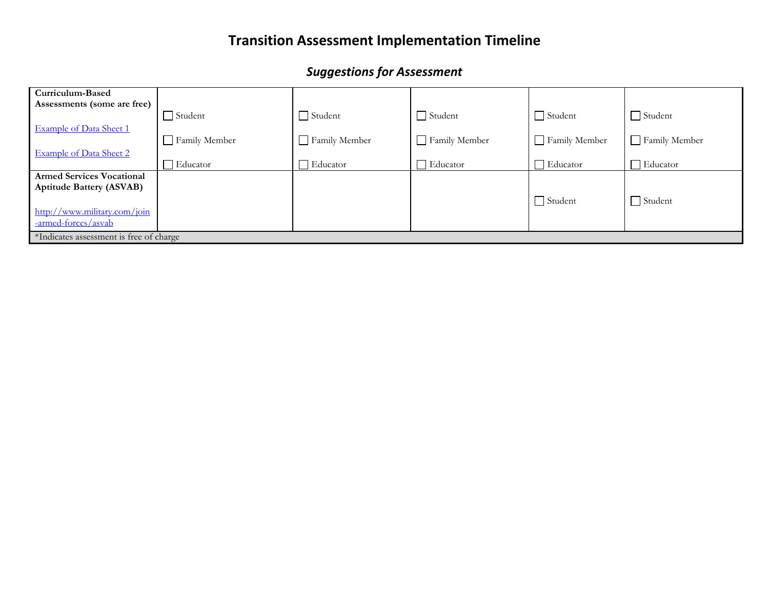# Transition Assessment Implementation Timeline

## *Suggestions for Assessment*

| | | | | | |
|---|---|---|---|---|---|
| **Curriculum-Based Assessments (some are free)**<br><br>[Example of Data Sheet 1]<br><br>[Example of Data Sheet 2] | ☐ Student<br><br>☐ Family Member<br><br>☐ Educator | ☐ Student<br><br>☐ Family Member<br><br>☐ Educator | ☐ Student<br><br>☐ Family Member<br><br>☐ Educator | ☐ Student<br><br>☐ Family Member<br><br>☐ Educator | ☐ Student<br><br>☐ Family Member<br><br>☐ Educator |
| **Armed Services Vocational Aptitude Battery (ASVAB)**<br><br>http://www.military.com/join-armed-forces/asvab | | | | ☐ Student | ☐ Student |
| *Indicates assessment is free of charge | | | | | |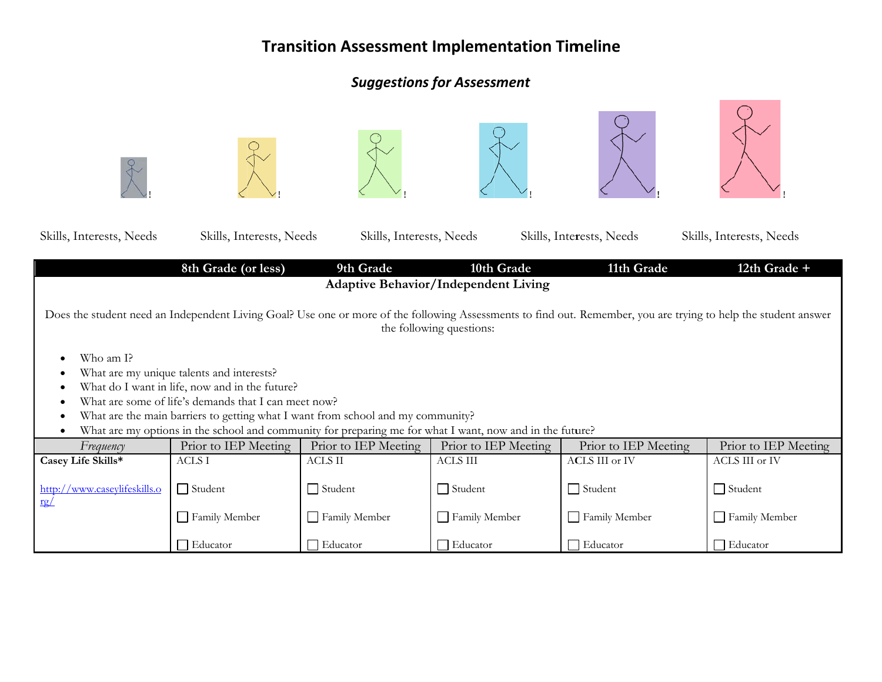# Transition Assessment Implementation Timeline

## *Suggestions for Assessment*

Skills, Interests, Needs — Skills, Interests, Needs — Skills, Interests, Needs — Skills, Interests, Needs — Skills, Interests, Needs

| | 8th Grade (or less) | 9th Grade | 10th Grade | 11th Grade | 12th Grade + |
|---|---|---|---|---|---|
| **Adaptive Behavior/Independent Living** | | | | | |
| *Frequency* | Prior to IEP Meeting | Prior to IEP Meeting | Prior to IEP Meeting | Prior to IEP Meeting | Prior to IEP Meeting |
| **Casey Life Skills*** [http://www.caseylifeskills.org/](http://www.caseylifeskills.org/) | ACLS I<br>☐ Student<br>☐ Family Member<br>☐ Educator | ACLS II<br>☐ Student<br>☐ Family Member<br>☐ Educator | ACLS III<br>☐ Student<br>☐ Family Member<br>☐ Educator | ACLS III or IV<br>☐ Student<br>☐ Family Member<br>☐ Educator | ACLS III or IV<br>☐ Student<br>☐ Family Member<br>☐ Educator |

Does the student need an Independent Living Goal? Use one or more of the following Assessments to find out. Remember, you are trying to help the student answer the following questions:

- Who am I?
- What are my unique talents and interests?
- What do I want in life, now and in the future?
- What are some of life's demands that I can meet now?
- What are the main barriers to getting what I want from school and my community?
- What are my options in the school and community for preparing me for what I want, now and in the future?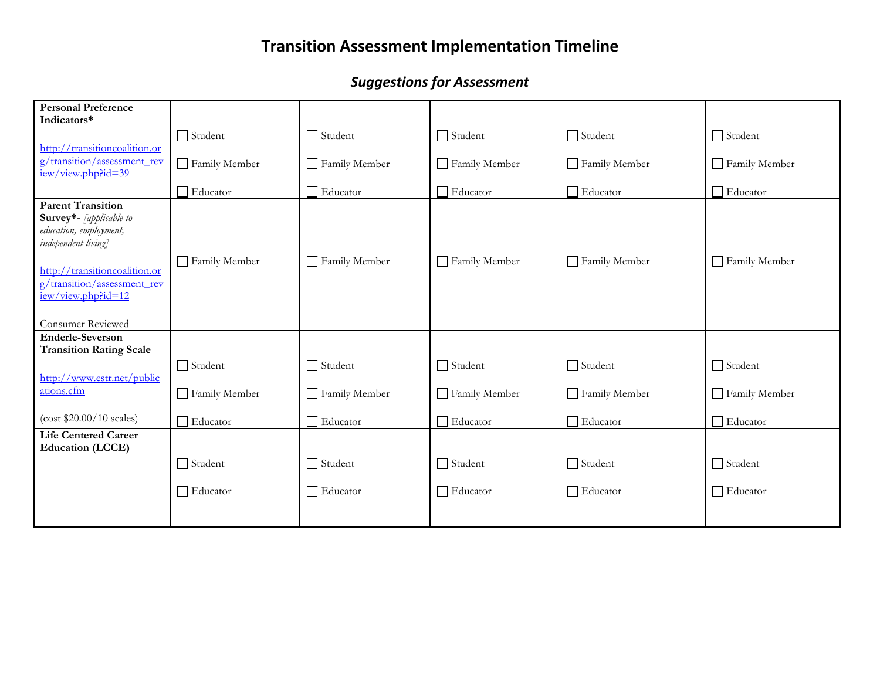# Transition Assessment Implementation Timeline

## *Suggestions for Assessment*

| | | | | | |
|---|---|---|---|---|---|
| **Personal Preference Indicators*** <br><br> http://transitioncoalition.org/transition/assessment_review/view.php?id=39 | ☐ Student<br>☐ Family Member<br>☐ Educator | ☐ Student<br>☐ Family Member<br>☐ Educator | ☐ Student<br>☐ Family Member<br>☐ Educator | ☐ Student<br>☐ Family Member<br>☐ Educator | ☐ Student<br>☐ Family Member<br>☐ Educator |
| **Parent Transition Survey*-** *[applicable to education, employment, independent living]* <br><br> http://transitioncoalition.org/transition/assessment_review/view.php?id=12 <br><br> Consumer Reviewed | ☐ Family Member | ☐ Family Member | ☐ Family Member | ☐ Family Member | ☐ Family Member |
| **Enderle-Severson Transition Rating Scale** <br><br> http://www.estr.net/publications.cfm <br><br> (cost $20.00/10 scales) | ☐ Student<br>☐ Family Member<br>☐ Educator | ☐ Student<br>☐ Family Member<br>☐ Educator | ☐ Student<br>☐ Family Member<br>☐ Educator | ☐ Student<br>☐ Family Member<br>☐ Educator | ☐ Student<br>☐ Family Member<br>☐ Educator |
| **Life Centered Career Education (LCCE)** | ☐ Student<br>☐ Educator | ☐ Student<br>☐ Educator | ☐ Student<br>☐ Educator | ☐ Student<br>☐ Educator | ☐ Student<br>☐ Educator |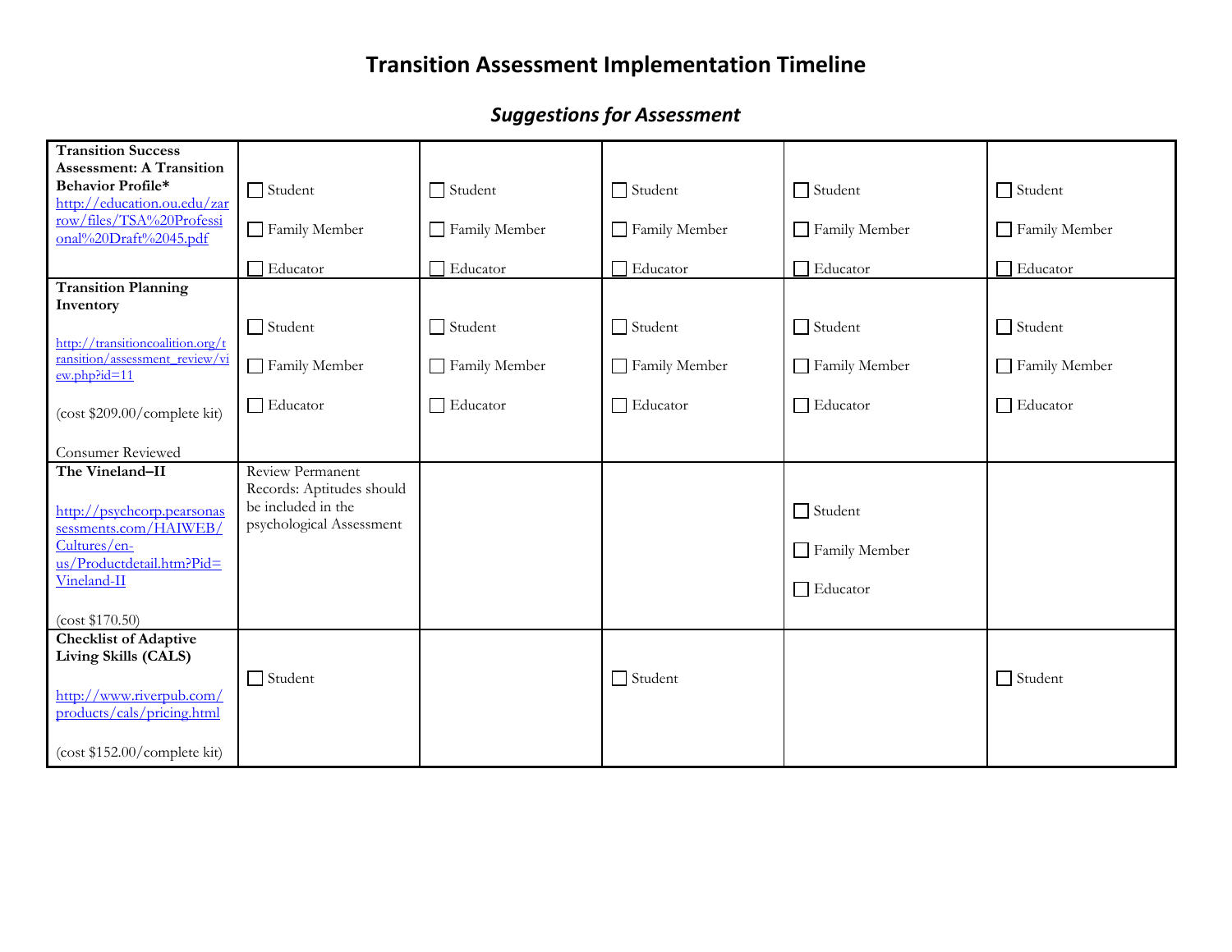# Transition Assessment Implementation Timeline

## *Suggestions for Assessment*

| | | | | | |
|---|---|---|---|---|---|
| **Transition Success Assessment: A Transition Behavior Profile*** http://education.ou.edu/zarrow/files/TSA%20Professional%20Draft%2045.pdf | ☐ Student<br>☐ Family Member<br>☐ Educator | ☐ Student<br>☐ Family Member<br>☐ Educator | ☐ Student<br>☐ Family Member<br>☐ Educator | ☐ Student<br>☐ Family Member<br>☐ Educator | ☐ Student<br>☐ Family Member<br>☐ Educator |
| **Transition Planning Inventory**<br>http://transitioncoalition.org/transition/assessment_review/view.php?id=11<br>(cost $209.00/complete kit)<br>Consumer Reviewed | ☐ Student<br>☐ Family Member<br>☐ Educator | ☐ Student<br>☐ Family Member<br>☐ Educator | ☐ Student<br>☐ Family Member<br>☐ Educator | ☐ Student<br>☐ Family Member<br>☐ Educator | ☐ Student<br>☐ Family Member<br>☐ Educator |
| **The Vineland–II**<br>http://psychcorp.pearsonassessments.com/HAIWEB/Cultures/en-us/Productdetail.htm?Pid=Vineland-II<br>(cost $170.50) | Review Permanent Records: Aptitudes should be included in the psychological Assessment | | | ☐ Student<br>☐ Family Member<br>☐ Educator | |
| **Checklist of Adaptive Living Skills (CALS)**<br>http://www.riverpub.com/products/cals/pricing.html<br>(cost $152.00/complete kit) | ☐ Student | | ☐ Student | | ☐ Student |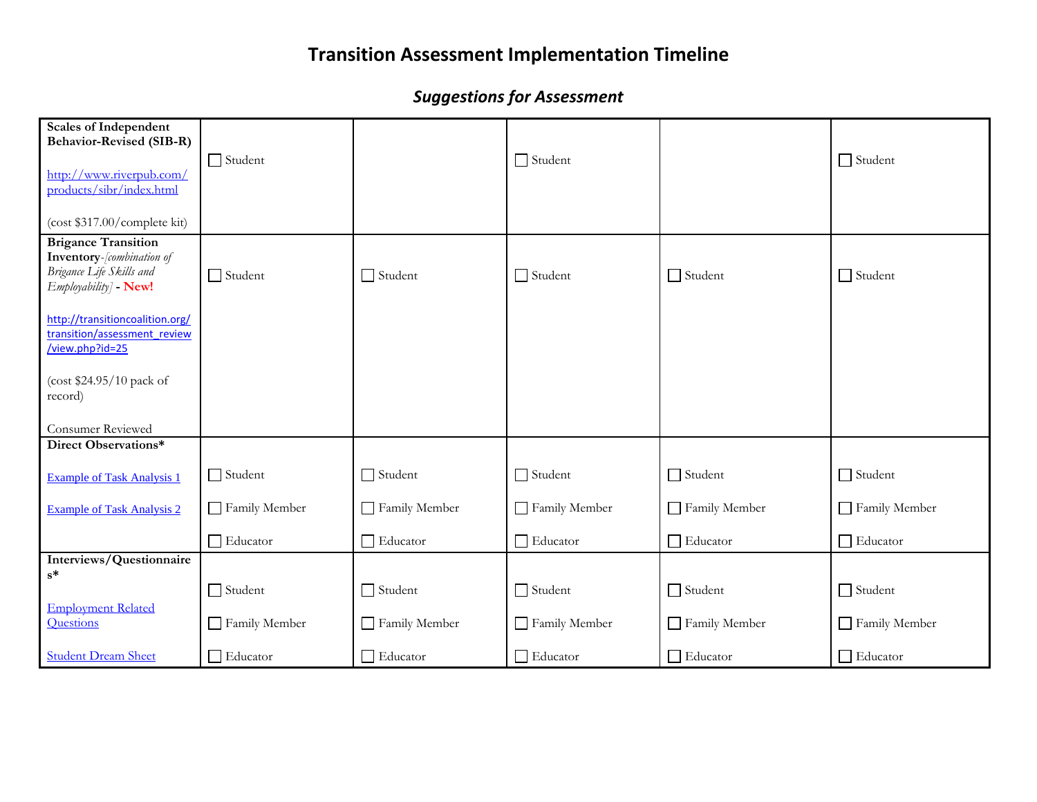# Transition Assessment Implementation Timeline

## *Suggestions for Assessment*

| | | | | | |
|---|---|---|---|---|---|
| **Scales of Independent Behavior-Revised (SIB-R)**<br><br>http://www.riverpub.com/products/sibr/index.html<br><br>(cost $317.00/complete kit) | ☐ Student | | ☐ Student | | ☐ Student |
| **Brigance Transition Inventory**-*[combination of Brigance Life Skills and Employability]* - **New!**<br><br>http://transitioncoalition.org/transition/assessment_review/view.php?id=25<br><br>(cost $24.95/10 pack of record)<br><br>Consumer Reviewed | ☐ Student | ☐ Student | ☐ Student | ☐ Student | ☐ Student |
| **Direct Observations***<br><br>Example of Task Analysis 1<br><br>Example of Task Analysis 2 | ☐ Student<br><br>☐ Family Member<br><br>☐ Educator | ☐ Student<br><br>☐ Family Member<br><br>☐ Educator | ☐ Student<br><br>☐ Family Member<br><br>☐ Educator | ☐ Student<br><br>☐ Family Member<br><br>☐ Educator | ☐ Student<br><br>☐ Family Member<br><br>☐ Educator |
| **Interviews/Questionnaires***<br><br>Employment Related Questions<br><br>Student Dream Sheet | ☐ Student<br><br>☐ Family Member<br><br>☐ Educator | ☐ Student<br><br>☐ Family Member<br><br>☐ Educator | ☐ Student<br><br>☐ Family Member<br><br>☐ Educator | ☐ Student<br><br>☐ Family Member<br><br>☐ Educator | ☐ Student<br><br>☐ Family Member<br><br>☐ Educator |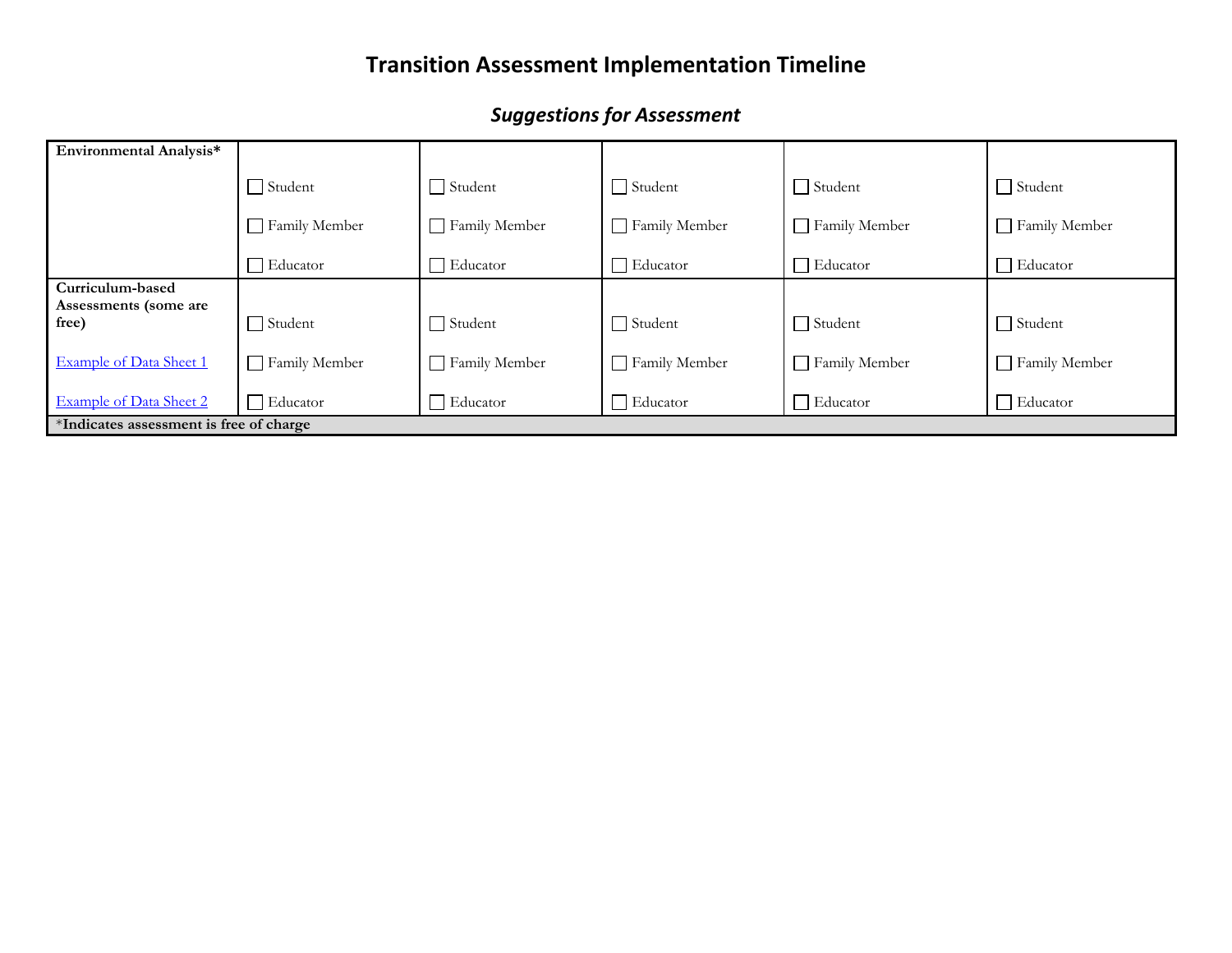# Transition Assessment Implementation Timeline

## *Suggestions for Assessment*

| | | | | | |
|---|---|---|---|---|---|
| **Environmental Analysis*** | ☐ Student<br>☐ Family Member<br>☐ Educator | ☐ Student<br>☐ Family Member<br>☐ Educator | ☐ Student<br>☐ Family Member<br>☐ Educator | ☐ Student<br>☐ Family Member<br>☐ Educator | ☐ Student<br>☐ Family Member<br>☐ Educator |
| **Curriculum-based Assessments (some are free)**<br>Example of Data Sheet 1<br>Example of Data Sheet 2 | ☐ Student<br>☐ Family Member<br>☐ Educator | ☐ Student<br>☐ Family Member<br>☐ Educator | ☐ Student<br>☐ Family Member<br>☐ Educator | ☐ Student<br>☐ Family Member<br>☐ Educator | ☐ Student<br>☐ Family Member<br>☐ Educator |
| *__Indicates assessment is free of charge__ | | | | | |